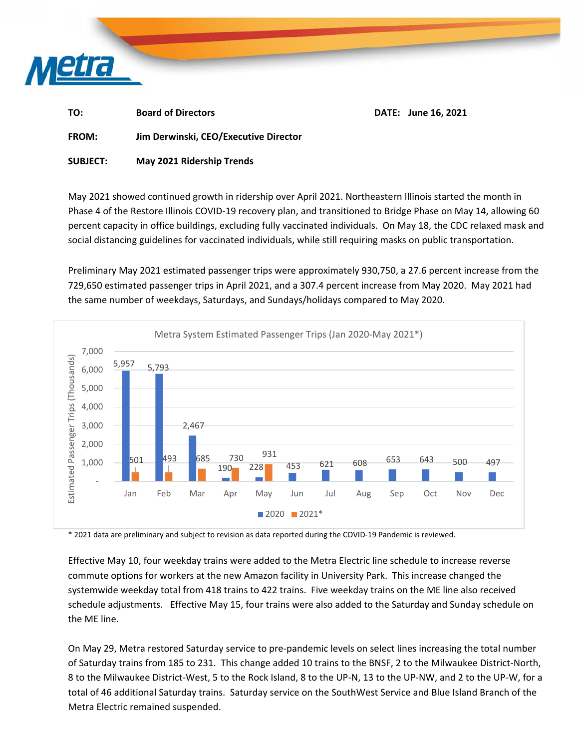**TO:** Board of Directors **DATE:** June 16, 2021

**FROM:** Jim Derwinski, CEO/Executive Director

**SUBJECT:** May 2021 Ridership Trends

May 2021 showed continued growth in ridership over April 2021. Northeastern Illinois started the month in Phase 4 of the Restore Illinois COVID-19 recovery plan, and transitioned to Bridge Phase on May 14, allowing 60 percent capacity in office buildings, excluding fully vaccinated individuals. On May 18, the CDC relaxed mask and social distancing guidelines for vaccinated individuals, while still requiring masks on public transportation.

Preliminary May 2021 estimated passenger trips were approximately 930,750, a 27.6 percent increase from the 729,650 estimated passenger trips in April 2021, and a 307.4 percent increase from May 2020. May 2021 had the same number of weekdays, Saturdays, and Sundays/holidays compared to May 2020.

**Metra System Estimated Passenger Trips (Jan 2020-May 2021*)**

Estimated Passenger Trips (Thousands)

| | Jan | Feb | Mar | Apr | May | Jun | Jul | Aug | Sep | Oct | Nov | Dec |
|---|---|---|---|---|---|---|---|---|---|---|---|---|
| 2020 | 5,957 | 5,793 | 2,467 | 190 | 228 | 453 | 621 | 608 | 653 | 643 | 500 | 497 |
| 2021* | 501 | 493 | 685 | 730 | 931 | | | | | | | |

\* 2021 data are preliminary and subject to revision as data reported during the COVID-19 Pandemic is reviewed.

Effective May 10, four weekday trains were added to the Metra Electric line schedule to increase reverse commute options for workers at the new Amazon facility in University Park. This increase changed the systemwide weekday total from 418 trains to 422 trains. Five weekday trains on the ME line also received schedule adjustments. Effective May 15, four trains were also added to the Saturday and Sunday schedule on the ME line.

On May 29, Metra restored Saturday service to pre-pandemic levels on select lines increasing the total number of Saturday trains from 185 to 231. This change added 10 trains to the BNSF, 2 to the Milwaukee District-North, 8 to the Milwaukee District-West, 5 to the Rock Island, 8 to the UP-N, 13 to the UP-NW, and 2 to the UP-W, for a total of 46 additional Saturday trains. Saturday service on the SouthWest Service and Blue Island Branch of the Metra Electric remained suspended.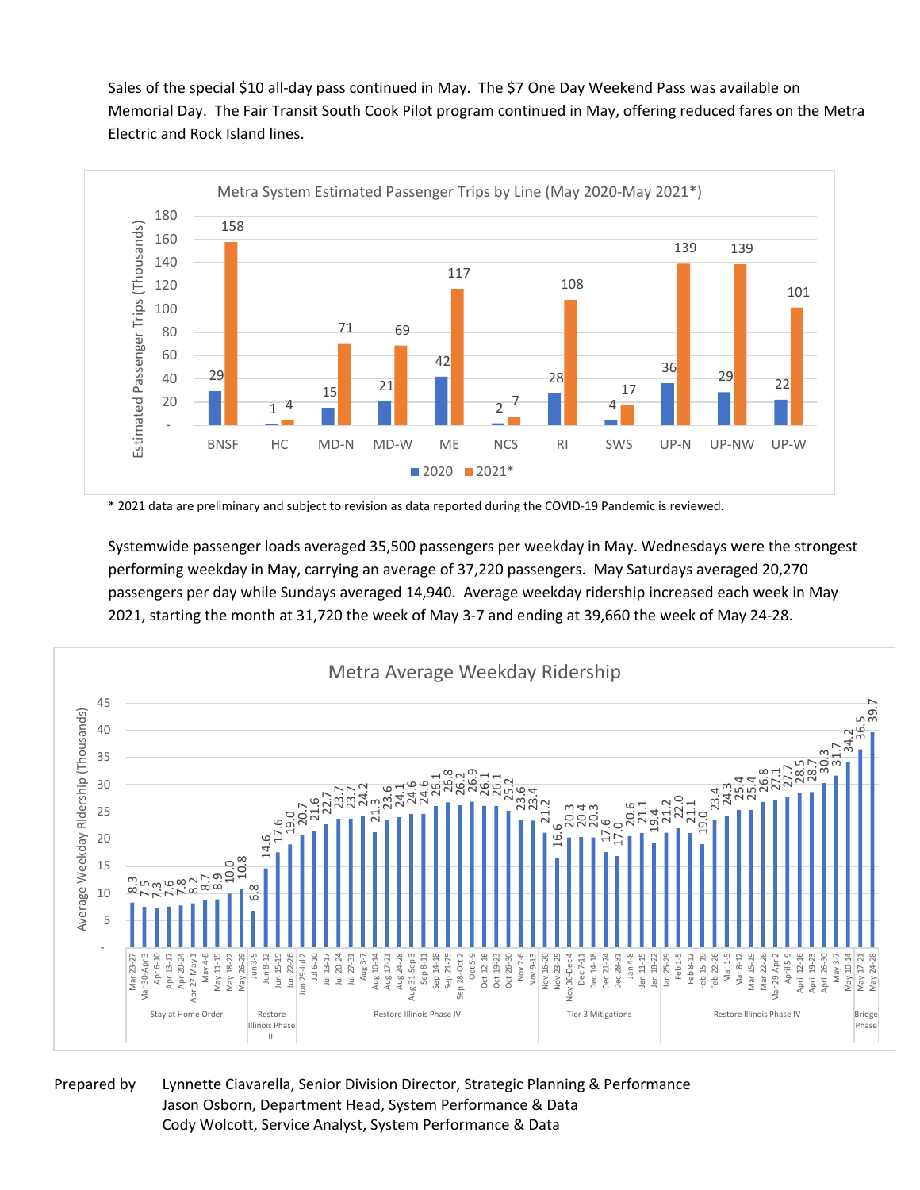Sales of the special $10 all-day pass continued in May. The $7 One Day Weekend Pass was available on Memorial Day. The Fair Transit South Cook Pilot program continued in May, offering reduced fares on the Metra Electric and Rock Island lines.

Metra System Estimated Passenger Trips by Line (May 2020-May 2021*)

Estimated Passenger Trips (Thousands)

180
160
140
120
100
80
60
40
20
-

BNSF: 29, 158
HC: 1, 4
MD-N: 15, 71
MD-W: 21, 69
ME: 42, 117
NCS: 2, 7
RI: 28, 108
SWS: 4, 17
UP-N: 36, 139
UP-NW: 29, 139
UP-W: 22, 101

2020
2021*

\* 2021 data are preliminary and subject to revision as data reported during the COVID-19 Pandemic is reviewed.

Systemwide passenger loads averaged 35,500 passengers per weekday in May. Wednesdays were the strongest performing weekday in May, carrying an average of 37,220 passengers. May Saturdays averaged 20,270 passengers per day while Sundays averaged 14,940. Average weekday ridership increased each week in May 2021, starting the month at 31,720 the week of May 3-7 and ending at 39,660 the week of May 24-28.

Metra Average Weekday Ridership

Average Weekday Ridership (Thousands)

45
40
35
30
25
20
15
10
5
-

Stay at Home Order: Mar 23-27 8.3, Mar 30-Apr 3 7.5, Apr 6-10 7.3, Apr 13-17 7.6, Apr 20-24 7.8, Apr 27-May 1 8.2, May 4-8 8.7, May 11-15 8.9, May 18-22 10.0, May 26-29 10.8

Restore Illinois Phase III: Jun 3-5 6.8, Jun 8-12 14.6, Jun 15-19 17.6, Jun 22-26 19.0

Restore Illinois Phase IV: Jun 29-Jul 2 20.7, Jul 6-10 21.6, Jul 13-17 22.7, Jul 20-24 23.7, Jul 27-31 23.7, Aug 3-7 24.2, Aug 10-14 21.3, Aug 17-21 23.6, Aug 24-28 24.1, Aug 31-Sep 3 24.6, Sep 8-11 24.6, Sep 14-18 26.1, Sep 21-25 26.8, Sep 28-Oct 2 26.2, Oct 5-9 26.9, Oct 12-16 26.1, Oct 19-23 26.1, Oct 26-30 25.2, Nov 2-6 23.6, Nov 9-13 23.4

Tier 3 Mitigations: Nov 16-20 21.2, Nov 23-25 16.6, Nov 30-Dec 4 20.3, Dec 7-11 20.4, Dec 14-18 20.3, Dec 21-24 17.6, Dec 28-31 17.0, Jan 4-8 20.6, Jan 11-15 21.1, Jan 18-22 19.4

Restore Illinois Phase IV: Jan 25-29 21.2, Feb 1-5 22.0, Feb 8-12 21.1, Feb 15-19 19.0, Feb 22-26 23.4, Mar 1-5 24.3, Mar 8-12 25.4, Mar 15-19 25.4, Mar 22-26 26.8, Mar 29-Apr 2 27.1, April 5-9 27.7, April 12-16 28.5, April 19-23 28.7, April 26-30 30.3, May 3-7 31.7, May 10-14 34.2

Bridge Phase: May 17-21 36.5, May 24-28 39.7

Prepared by Lynnette Ciavarella, Senior Division Director, Strategic Planning & Performance
Jason Osborn, Department Head, System Performance & Data
Cody Wolcott, Service Analyst, System Performance & Data